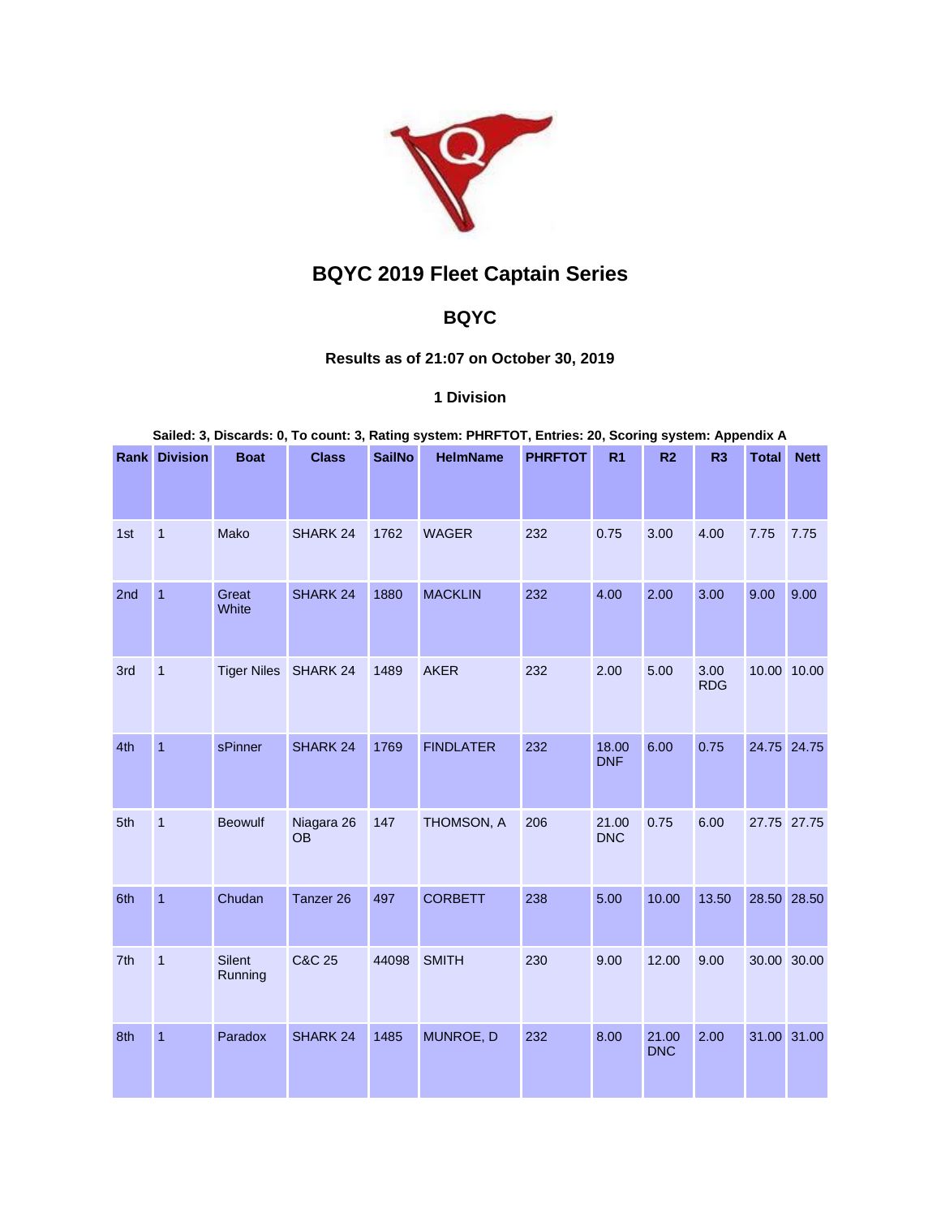# BQYC 2019 Fleet Captain Series

## BQYC

### Results as of 21:07 on October 30, 2019

### 1 Division

**Sailed: 3, Discards: 0, To count: 3, Rating system: PHRFTOT, Entries: 20, Scoring system: Appendix A**

| Rank | Division | Boat | Class | SailNo | HelmName | PHRFTOT | R1 | R2 | R3 | Total | Nett |
|---|---|---|---|---|---|---|---|---|---|---|---|
| 1st | 1 | Mako | SHARK 24 | 1762 | WAGER | 232 | 0.75 | 3.00 | 4.00 | 7.75 | 7.75 |
| 2nd | 1 | Great White | SHARK 24 | 1880 | MACKLIN | 232 | 4.00 | 2.00 | 3.00 | 9.00 | 9.00 |
| 3rd | 1 | Tiger Niles | SHARK 24 | 1489 | AKER | 232 | 2.00 | 5.00 | 3.00 RDG | 10.00 | 10.00 |
| 4th | 1 | sPinner | SHARK 24 | 1769 | FINDLATER | 232 | 18.00 DNF | 6.00 | 0.75 | 24.75 | 24.75 |
| 5th | 1 | Beowulf | Niagara 26 OB | 147 | THOMSON, A | 206 | 21.00 DNC | 0.75 | 6.00 | 27.75 | 27.75 |
| 6th | 1 | Chudan | Tanzer 26 | 497 | CORBETT | 238 | 5.00 | 10.00 | 13.50 | 28.50 | 28.50 |
| 7th | 1 | Silent Running | C&C 25 | 44098 | SMITH | 230 | 9.00 | 12.00 | 9.00 | 30.00 | 30.00 |
| 8th | 1 | Paradox | SHARK 24 | 1485 | MUNROE, D | 232 | 8.00 | 21.00 DNC | 2.00 | 31.00 | 31.00 |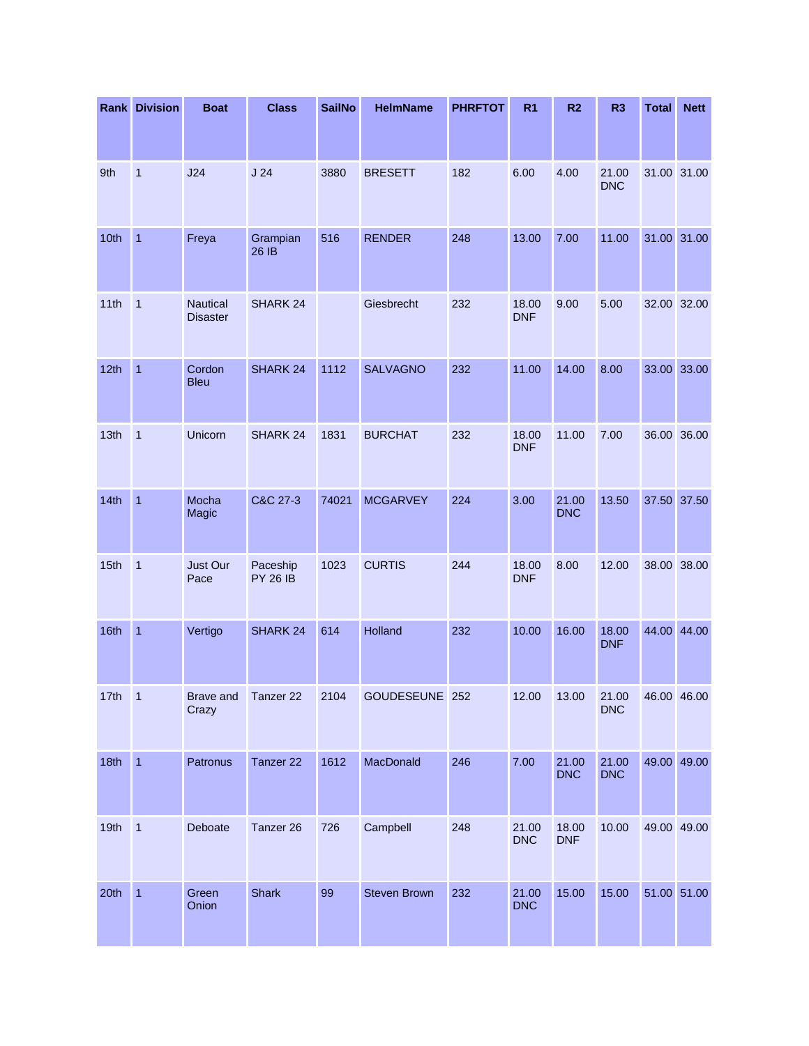| Rank | Division | Boat | Class | SailNo | HelmName | PHRFTOT | R1 | R2 | R3 | Total | Nett |
|---|---|---|---|---|---|---|---|---|---|---|---|
| 9th | 1 | J24 | J 24 | 3880 | BRESETT | 182 | 6.00 | 4.00 | 21.00 DNC | 31.00 | 31.00 |
| 10th | 1 | Freya | Grampian 26 IB | 516 | RENDER | 248 | 13.00 | 7.00 | 11.00 | 31.00 | 31.00 |
| 11th | 1 | Nautical Disaster | SHARK 24 | | Giesbrecht | 232 | 18.00 DNF | 9.00 | 5.00 | 32.00 | 32.00 |
| 12th | 1 | Cordon Bleu | SHARK 24 | 1112 | SALVAGNO | 232 | 11.00 | 14.00 | 8.00 | 33.00 | 33.00 |
| 13th | 1 | Unicorn | SHARK 24 | 1831 | BURCHAT | 232 | 18.00 DNF | 11.00 | 7.00 | 36.00 | 36.00 |
| 14th | 1 | Mocha Magic | C&C 27-3 | 74021 | MCGARVEY | 224 | 3.00 | 21.00 DNC | 13.50 | 37.50 | 37.50 |
| 15th | 1 | Just Our Pace | Paceship PY 26 IB | 1023 | CURTIS | 244 | 18.00 DNF | 8.00 | 12.00 | 38.00 | 38.00 |
| 16th | 1 | Vertigo | SHARK 24 | 614 | Holland | 232 | 10.00 | 16.00 | 18.00 DNF | 44.00 | 44.00 |
| 17th | 1 | Brave and Crazy | Tanzer 22 | 2104 | GOUDESEUNE | 252 | 12.00 | 13.00 | 21.00 DNC | 46.00 | 46.00 |
| 18th | 1 | Patronus | Tanzer 22 | 1612 | MacDonald | 246 | 7.00 | 21.00 DNC | 21.00 DNC | 49.00 | 49.00 |
| 19th | 1 | Deboate | Tanzer 26 | 726 | Campbell | 248 | 21.00 DNC | 18.00 DNF | 10.00 | 49.00 | 49.00 |
| 20th | 1 | Green Onion | Shark | 99 | Steven Brown | 232 | 21.00 DNC | 15.00 | 15.00 | 51.00 | 51.00 |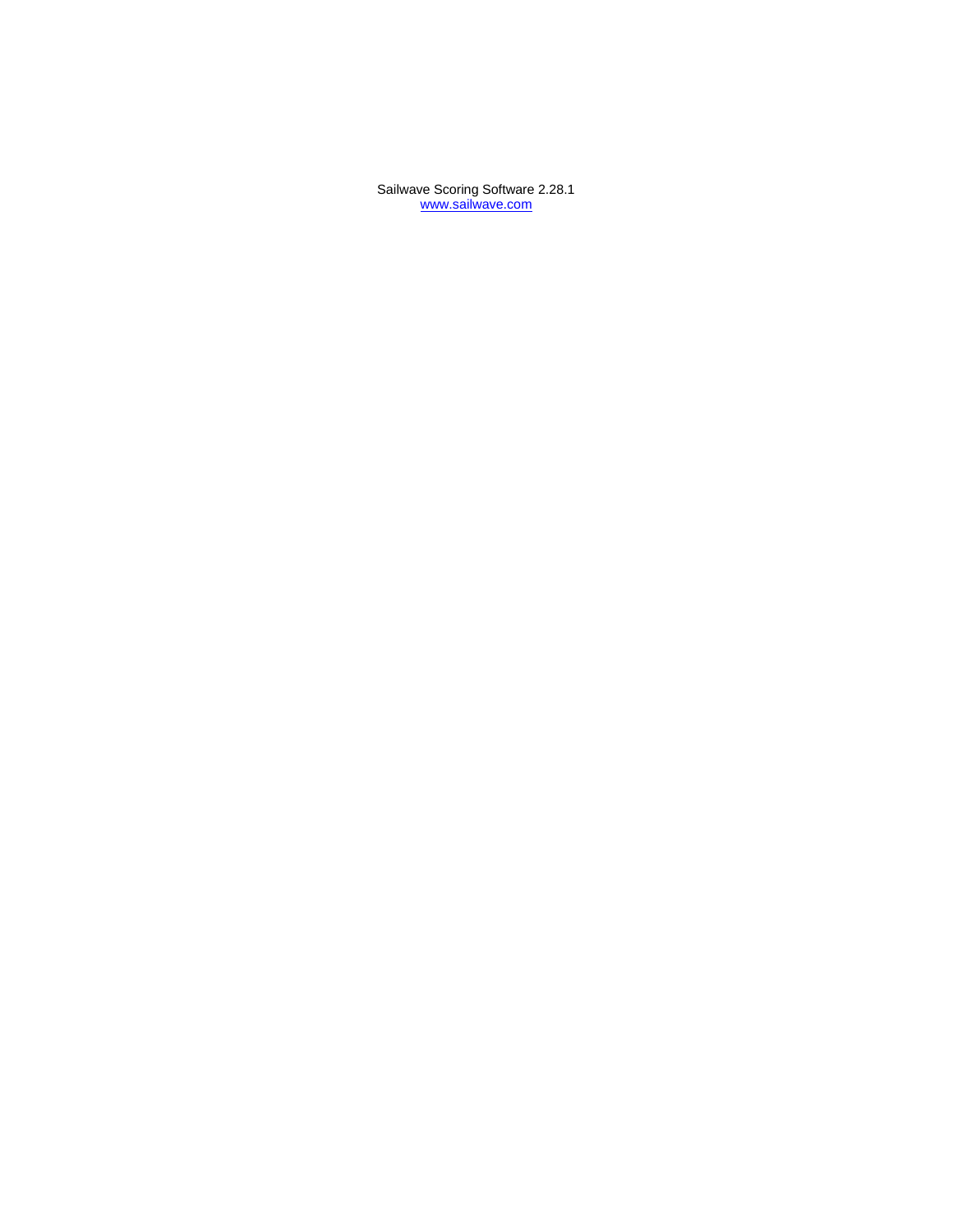Sailwave Scoring Software 2.28.1
[www.sailwave.com](http://www.sailwave.com)